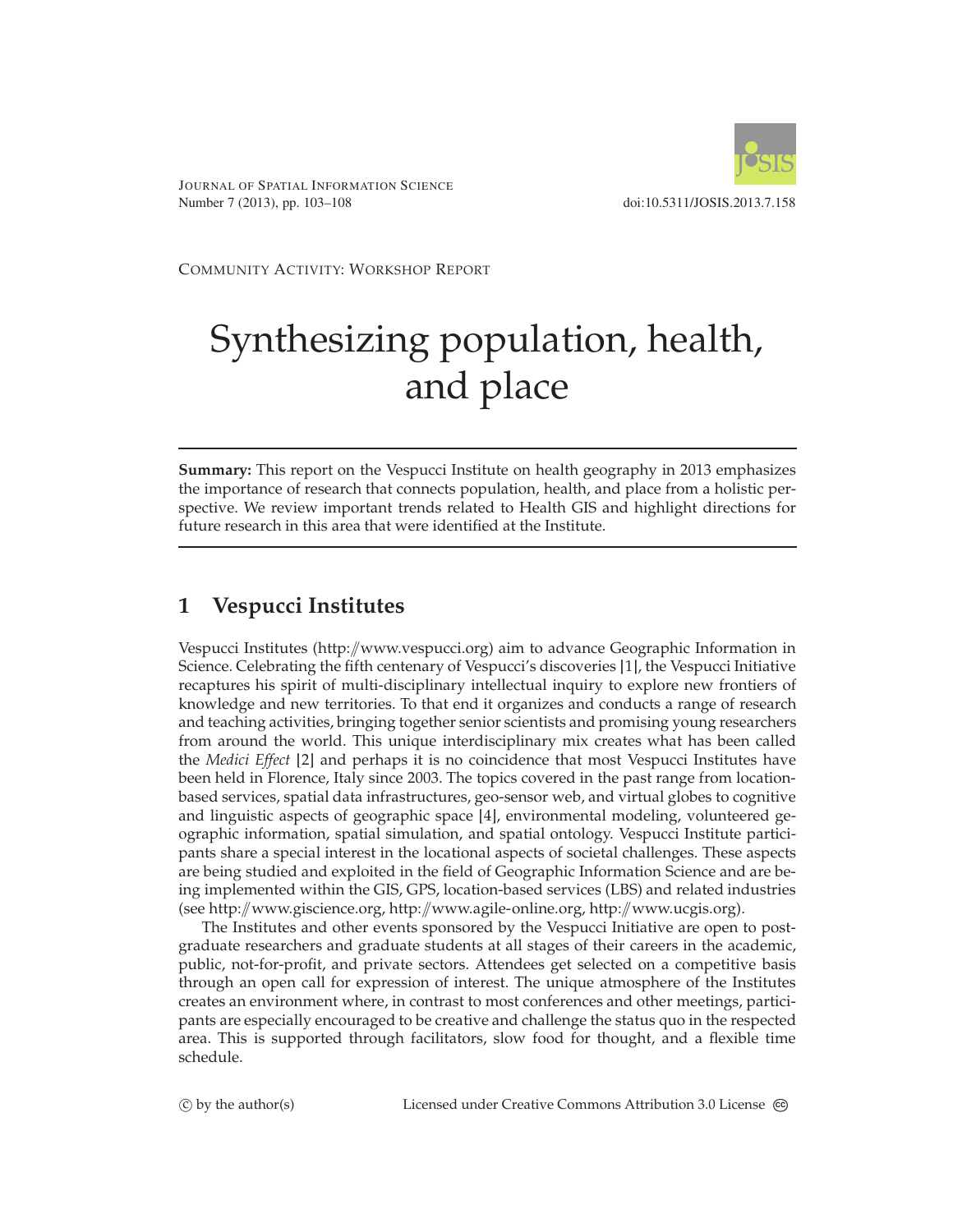Community Activity: Workshop Report

# Synthesizing population, health, and place

**Summary:** This report on the Vespucci Institute on health geography in 2013 emphasizes the importance of research that connects population, health, and place from a holistic perspective. We review important trends related to Health GIS and highlight directions for future research in this area that were identified at the Institute.

## 1 Vespucci Institutes

Vespucci Institutes (http://www.vespucci.org) aim to advance Geographic Information in Science. Celebrating the fifth centenary of Vespucci's discoveries [1], the Vespucci Initiative recaptures his spirit of multi-disciplinary intellectual inquiry to explore new frontiers of knowledge and new territories. To that end it organizes and conducts a range of research and teaching activities, bringing together senior scientists and promising young researchers from around the world. This unique interdisciplinary mix creates what has been called the *Medici Effect* [2] and perhaps it is no coincidence that most Vespucci Institutes have been held in Florence, Italy since 2003. The topics covered in the past range from location-based services, spatial data infrastructures, geo-sensor web, and virtual globes to cognitive and linguistic aspects of geographic space [4], environmental modeling, volunteered geographic information, spatial simulation, and spatial ontology. Vespucci Institute participants share a special interest in the locational aspects of societal challenges. These aspects are being studied and exploited in the field of Geographic Information Science and are being implemented within the GIS, GPS, location-based services (LBS) and related industries (see http://www.giscience.org, http://www.agile-online.org, http://www.ucgis.org).

The Institutes and other events sponsored by the Vespucci Initiative are open to post-graduate researchers and graduate students at all stages of their careers in the academic, public, not-for-profit, and private sectors. Attendees get selected on a competitive basis through an open call for expression of interest. The unique atmosphere of the Institutes creates an environment where, in contrast to most conferences and other meetings, participants are especially encouraged to be creative and challenge the status quo in the respected area. This is supported through facilitators, slow food for thought, and a flexible time schedule.

© by the author(s) Licensed under Creative Commons Attribution 3.0 License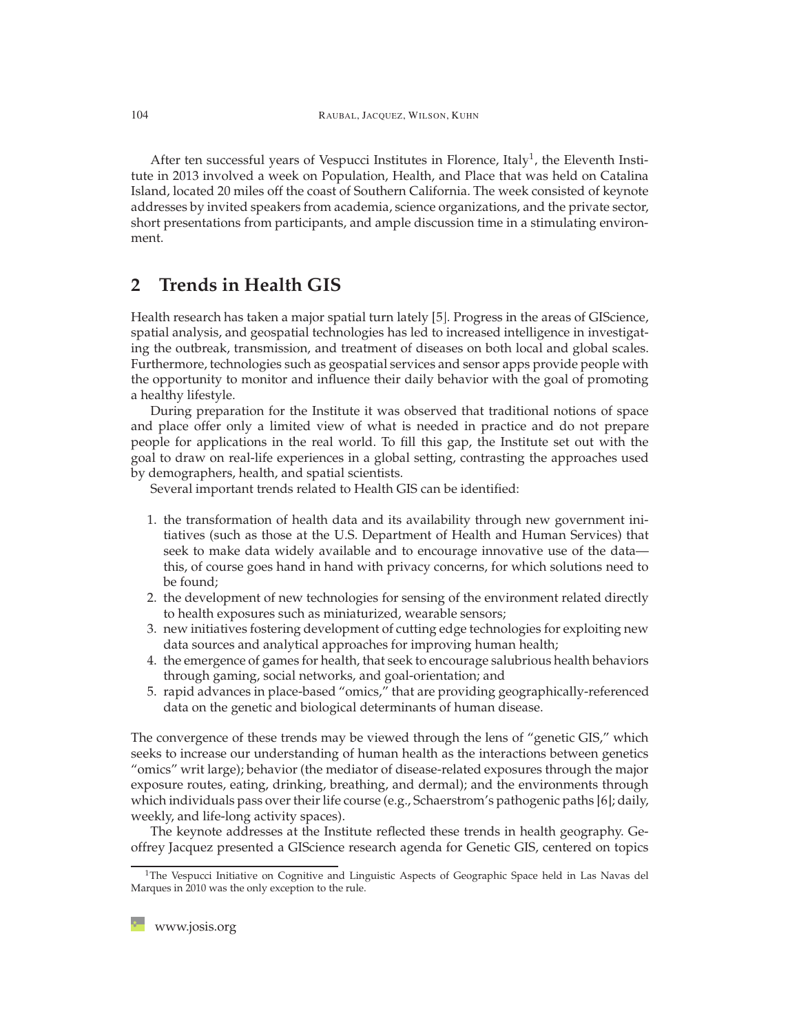After ten successful years of Vespucci Institutes in Florence, Italy[1], the Eleventh Institute in 2013 involved a week on Population, Health, and Place that was held on Catalina Island, located 20 miles off the coast of Southern California. The week consisted of keynote addresses by invited speakers from academia, science organizations, and the private sector, short presentations from participants, and ample discussion time in a stimulating environment.

## 2 Trends in Health GIS

Health research has taken a major spatial turn lately [5]. Progress in the areas of GIScience, spatial analysis, and geospatial technologies has led to increased intelligence in investigating the outbreak, transmission, and treatment of diseases on both local and global scales. Furthermore, technologies such as geospatial services and sensor apps provide people with the opportunity to monitor and influence their daily behavior with the goal of promoting a healthy lifestyle.

During preparation for the Institute it was observed that traditional notions of space and place offer only a limited view of what is needed in practice and do not prepare people for applications in the real world. To fill this gap, the Institute set out with the goal to draw on real-life experiences in a global setting, contrasting the approaches used by demographers, health, and spatial scientists.

Several important trends related to Health GIS can be identified:

1. the transformation of health data and its availability through new government initiatives (such as those at the U.S. Department of Health and Human Services) that seek to make data widely available and to encourage innovative use of the data—this, of course goes hand in hand with privacy concerns, for which solutions need to be found;
2. the development of new technologies for sensing of the environment related directly to health exposures such as miniaturized, wearable sensors;
3. new initiatives fostering development of cutting edge technologies for exploiting new data sources and analytical approaches for improving human health;
4. the emergence of games for health, that seek to encourage salubrious health behaviors through gaming, social networks, and goal-orientation; and
5. rapid advances in place-based "omics," that are providing geographically-referenced data on the genetic and biological determinants of human disease.

The convergence of these trends may be viewed through the lens of "genetic GIS," which seeks to increase our understanding of human health as the interactions between genetics "omics" writ large); behavior (the mediator of disease-related exposures through the major exposure routes, eating, drinking, breathing, and dermal); and the environments through which individuals pass over their life course (e.g., Schaerstrom's pathogenic paths [6]; daily, weekly, and life-long activity spaces).

The keynote addresses at the Institute reflected these trends in health geography. Geoffrey Jacquez presented a GIScience research agenda for Genetic GIS, centered on topics

[1] The Vespucci Initiative on Cognitive and Linguistic Aspects of Geographic Space held in Las Navas del Marques in 2010 was the only exception to the rule.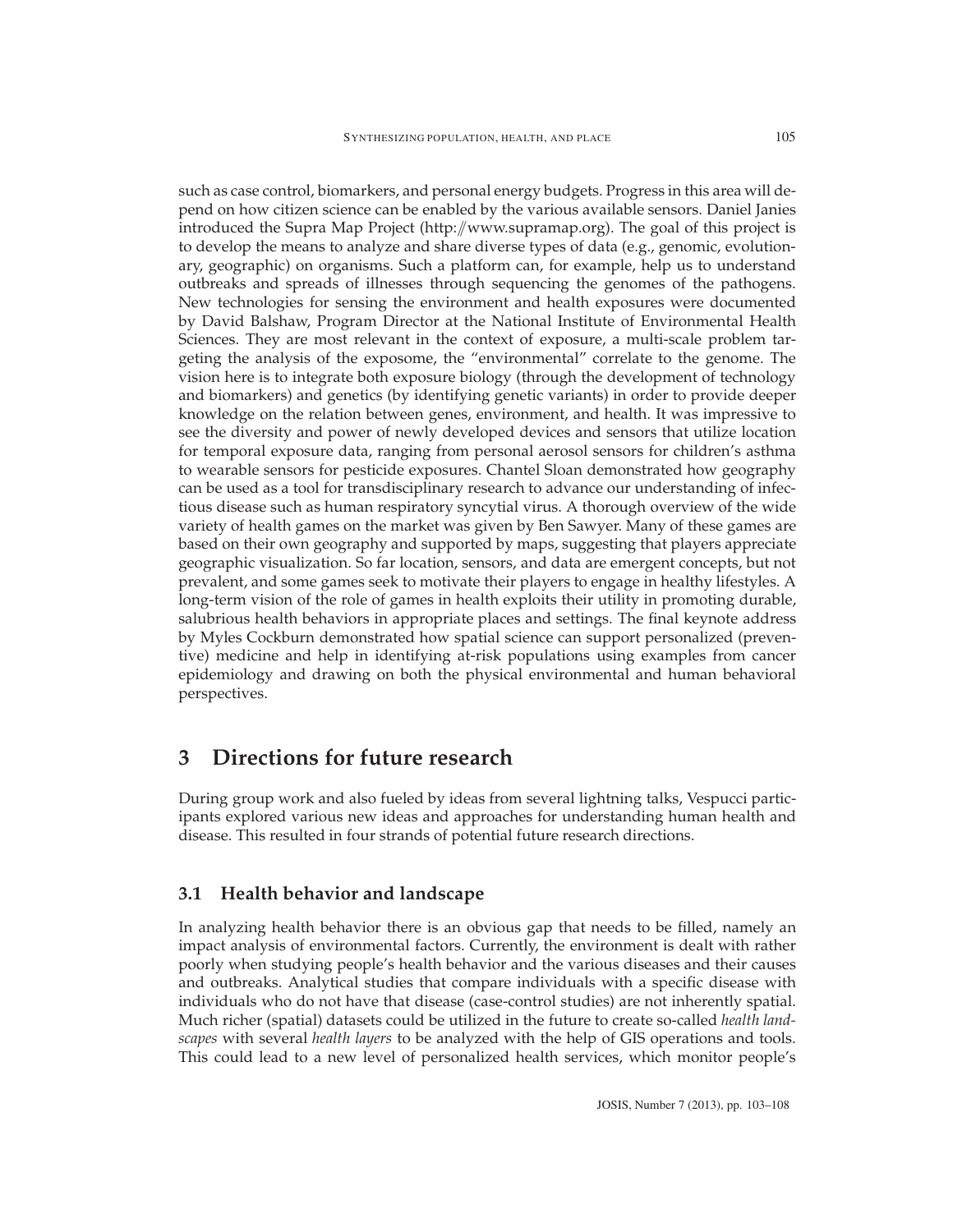such as case control, biomarkers, and personal energy budgets. Progress in this area will depend on how citizen science can be enabled by the various available sensors. Daniel Janies introduced the Supra Map Project (http://www.supramap.org). The goal of this project is to develop the means to analyze and share diverse types of data (e.g., genomic, evolutionary, geographic) on organisms. Such a platform can, for example, help us to understand outbreaks and spreads of illnesses through sequencing the genomes of the pathogens. New technologies for sensing the environment and health exposures were documented by David Balshaw, Program Director at the National Institute of Environmental Health Sciences. They are most relevant in the context of exposure, a multi-scale problem targeting the analysis of the exposome, the "environmental" correlate to the genome. The vision here is to integrate both exposure biology (through the development of technology and biomarkers) and genetics (by identifying genetic variants) in order to provide deeper knowledge on the relation between genes, environment, and health. It was impressive to see the diversity and power of newly developed devices and sensors that utilize location for temporal exposure data, ranging from personal aerosol sensors for children's asthma to wearable sensors for pesticide exposures. Chantel Sloan demonstrated how geography can be used as a tool for transdisciplinary research to advance our understanding of infectious disease such as human respiratory syncytial virus. A thorough overview of the wide variety of health games on the market was given by Ben Sawyer. Many of these games are based on their own geography and supported by maps, suggesting that players appreciate geographic visualization. So far location, sensors, and data are emergent concepts, but not prevalent, and some games seek to motivate their players to engage in healthy lifestyles. A long-term vision of the role of games in health exploits their utility in promoting durable, salubrious health behaviors in appropriate places and settings. The final keynote address by Myles Cockburn demonstrated how spatial science can support personalized (preventive) medicine and help in identifying at-risk populations using examples from cancer epidemiology and drawing on both the physical environmental and human behavioral perspectives.

## 3 Directions for future research

During group work and also fueled by ideas from several lightning talks, Vespucci participants explored various new ideas and approaches for understanding human health and disease. This resulted in four strands of potential future research directions.

### 3.1 Health behavior and landscape

In analyzing health behavior there is an obvious gap that needs to be filled, namely an impact analysis of environmental factors. Currently, the environment is dealt with rather poorly when studying people's health behavior and the various diseases and their causes and outbreaks. Analytical studies that compare individuals with a specific disease with individuals who do not have that disease (case-control studies) are not inherently spatial. Much richer (spatial) datasets could be utilized in the future to create so-called *health landscapes* with several *health layers* to be analyzed with the help of GIS operations and tools. This could lead to a new level of personalized health services, which monitor people's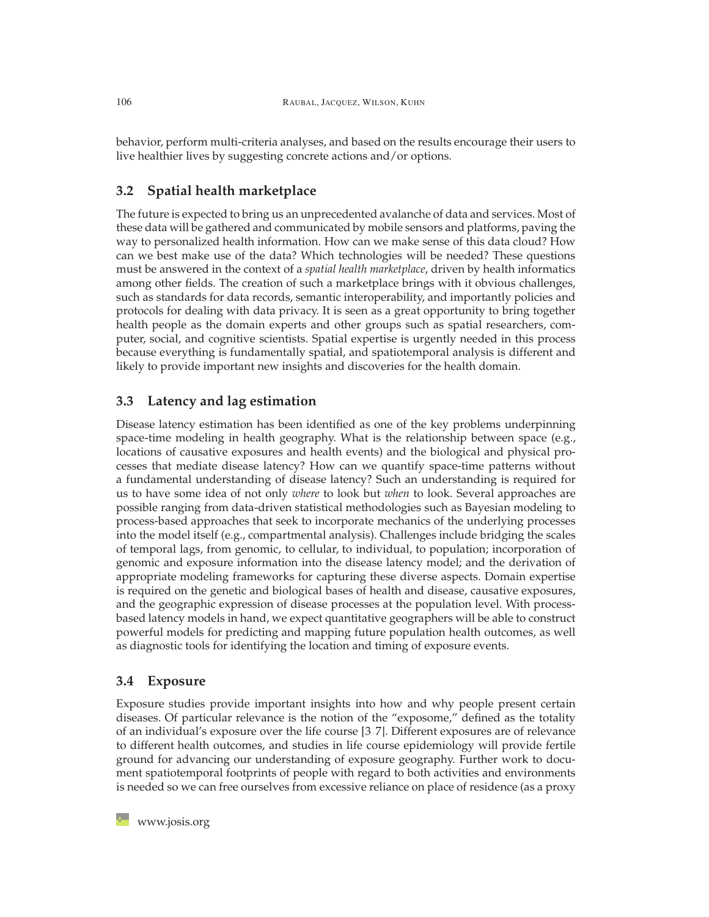behavior, perform multi-criteria analyses, and based on the results encourage their users to live healthier lives by suggesting concrete actions and/or options.

### 3.2 Spatial health marketplace

The future is expected to bring us an unprecedented avalanche of data and services. Most of these data will be gathered and communicated by mobile sensors and platforms, paving the way to personalized health information. How can we make sense of this data cloud? How can we best make use of the data? Which technologies will be needed? These questions must be answered in the context of a *spatial health marketplace*, driven by health informatics among other fields. The creation of such a marketplace brings with it obvious challenges, such as standards for data records, semantic interoperability, and importantly policies and protocols for dealing with data privacy. It is seen as a great opportunity to bring together health people as the domain experts and other groups such as spatial researchers, computer, social, and cognitive scientists. Spatial expertise is urgently needed in this process because everything is fundamentally spatial, and spatiotemporal analysis is different and likely to provide important new insights and discoveries for the health domain.

### 3.3 Latency and lag estimation

Disease latency estimation has been identified as one of the key problems underpinning space-time modeling in health geography. What is the relationship between space (e.g., locations of causative exposures and health events) and the biological and physical processes that mediate disease latency? How can we quantify space-time patterns without a fundamental understanding of disease latency? Such an understanding is required for us to have some idea of not only *where* to look but *when* to look. Several approaches are possible ranging from data-driven statistical methodologies such as Bayesian modeling to process-based approaches that seek to incorporate mechanics of the underlying processes into the model itself (e.g., compartmental analysis). Challenges include bridging the scales of temporal lags, from genomic, to cellular, to individual, to population; incorporation of genomic and exposure information into the disease latency model; and the derivation of appropriate modeling frameworks for capturing these diverse aspects. Domain expertise is required on the genetic and biological bases of health and disease, causative exposures, and the geographic expression of disease processes at the population level. With process-based latency models in hand, we expect quantitative geographers will be able to construct powerful models for predicting and mapping future population health outcomes, as well as diagnostic tools for identifying the location and timing of exposure events.

### 3.4 Exposure

Exposure studies provide important insights into how and why people present certain diseases. Of particular relevance is the notion of the "exposome," defined as the totality of an individual's exposure over the life course [3, 7]. Different exposures are of relevance to different health outcomes, and studies in life course epidemiology will provide fertile ground for advancing our understanding of exposure geography. Further work to document spatiotemporal footprints of people with regard to both activities and environments is needed so we can free ourselves from excessive reliance on place of residence (as a proxy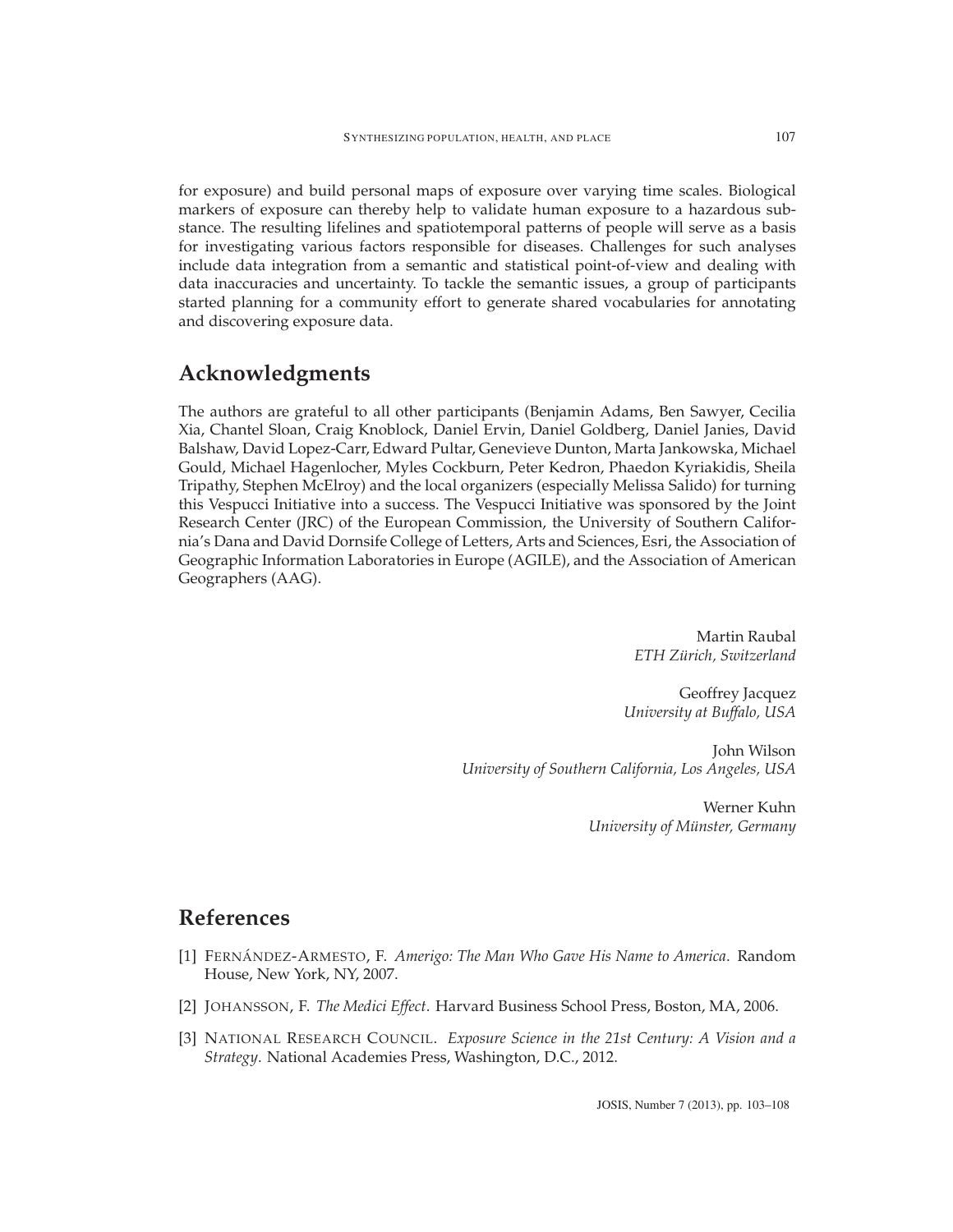for exposure) and build personal maps of exposure over varying time scales. Biological markers of exposure can thereby help to validate human exposure to a hazardous substance. The resulting lifelines and spatiotemporal patterns of people will serve as a basis for investigating various factors responsible for diseases. Challenges for such analyses include data integration from a semantic and statistical point-of-view and dealing with data inaccuracies and uncertainty. To tackle the semantic issues, a group of participants started planning for a community effort to generate shared vocabularies for annotating and discovering exposure data.

## Acknowledgments

The authors are grateful to all other participants (Benjamin Adams, Ben Sawyer, Cecilia Xia, Chantel Sloan, Craig Knoblock, Daniel Ervin, Daniel Goldberg, Daniel Janies, David Balshaw, David Lopez-Carr, Edward Pultar, Genevieve Dunton, Marta Jankowska, Michael Gould, Michael Hagenlocher, Myles Cockburn, Peter Kedron, Phaedon Kyriakidis, Sheila Tripathy, Stephen McElroy) and the local organizers (especially Melissa Salido) for turning this Vespucci Initiative into a success. The Vespucci Initiative was sponsored by the Joint Research Center (JRC) of the European Commission, the University of Southern California's Dana and David Dornsife College of Letters, Arts and Sciences, Esri, the Association of Geographic Information Laboratories in Europe (AGILE), and the Association of American Geographers (AAG).

Martin Raubal
*ETH Zürich, Switzerland*

Geoffrey Jacquez
*University at Buffalo, USA*

John Wilson
*University of Southern California, Los Angeles, USA*

Werner Kuhn
*University of Münster, Germany*

## References

[1] Fernández-Armesto, F. *Amerigo: The Man Who Gave His Name to America*. Random House, New York, NY, 2007.

[2] Johansson, F. *The Medici Effect*. Harvard Business School Press, Boston, MA, 2006.

[3] National Research Council. *Exposure Science in the 21st Century: A Vision and a Strategy*. National Academies Press, Washington, D.C., 2012.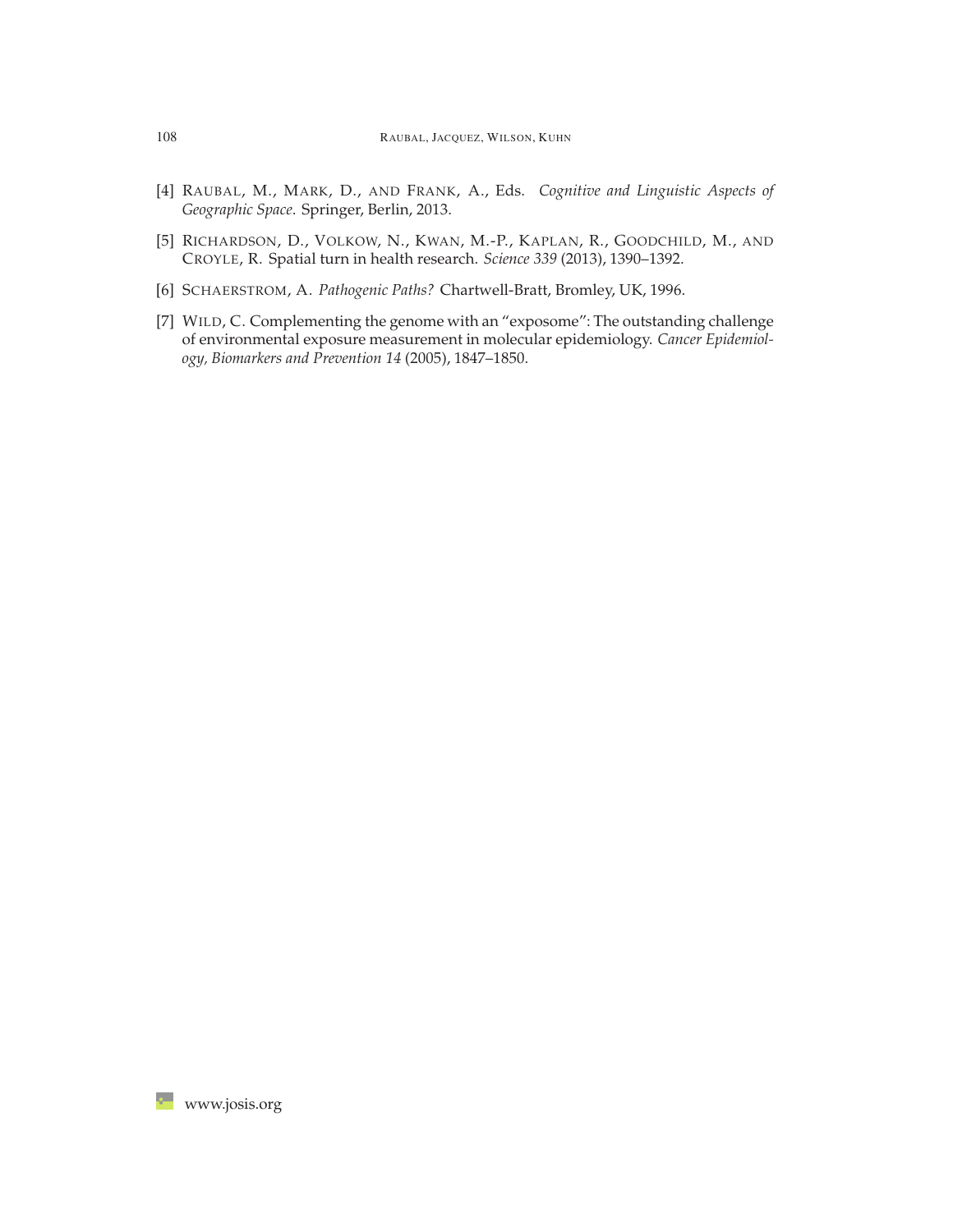[4] Raubal, M., Mark, D., and Frank, A., Eds. *Cognitive and Linguistic Aspects of Geographic Space*. Springer, Berlin, 2013.

[5] Richardson, D., Volkow, N., Kwan, M.-P., Kaplan, R., Goodchild, M., and Croyle, R. Spatial turn in health research. *Science 339* (2013), 1390–1392.

[6] Schaerstrom, A. *Pathogenic Paths?* Chartwell-Bratt, Bromley, UK, 1996.

[7] Wild, C. Complementing the genome with an "exposome": The outstanding challenge of environmental exposure measurement in molecular epidemiology. *Cancer Epidemiology, Biomarkers and Prevention 14* (2005), 1847–1850.